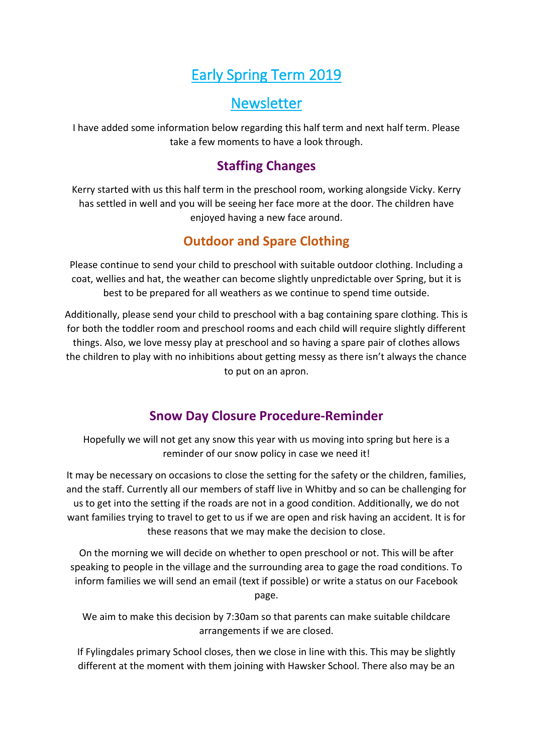# Early Spring Term 2019

# Newsletter

I have added some information below regarding this half term and next half term. Please take a few moments to have a look through.

## Staffing Changes

Kerry started with us this half term in the preschool room, working alongside Vicky. Kerry has settled in well and you will be seeing her face more at the door. The children have enjoyed having a new face around.

## Outdoor and Spare Clothing

Please continue to send your child to preschool with suitable outdoor clothing. Including a coat, wellies and hat, the weather can become slightly unpredictable over Spring, but it is best to be prepared for all weathers as we continue to spend time outside.

Additionally, please send your child to preschool with a bag containing spare clothing. This is for both the toddler room and preschool rooms and each child will require slightly different things. Also, we love messy play at preschool and so having a spare pair of clothes allows the children to play with no inhibitions about getting messy as there isn't always the chance to put on an apron.

## Snow Day Closure Procedure-Reminder

Hopefully we will not get any snow this year with us moving into spring but here is a reminder of our snow policy in case we need it!

It may be necessary on occasions to close the setting for the safety or the children, families, and the staff. Currently all our members of staff live in Whitby and so can be challenging for us to get into the setting if the roads are not in a good condition. Additionally, we do not want families trying to travel to get to us if we are open and risk having an accident. It is for these reasons that we may make the decision to close.

On the morning we will decide on whether to open preschool or not. This will be after speaking to people in the village and the surrounding area to gage the road conditions. To inform families we will send an email (text if possible) or write a status on our Facebook page.

We aim to make this decision by 7:30am so that parents can make suitable childcare arrangements if we are closed.

If Fylingdales primary School closes, then we close in line with this. This may be slightly different at the moment with them joining with Hawsker School. There also may be an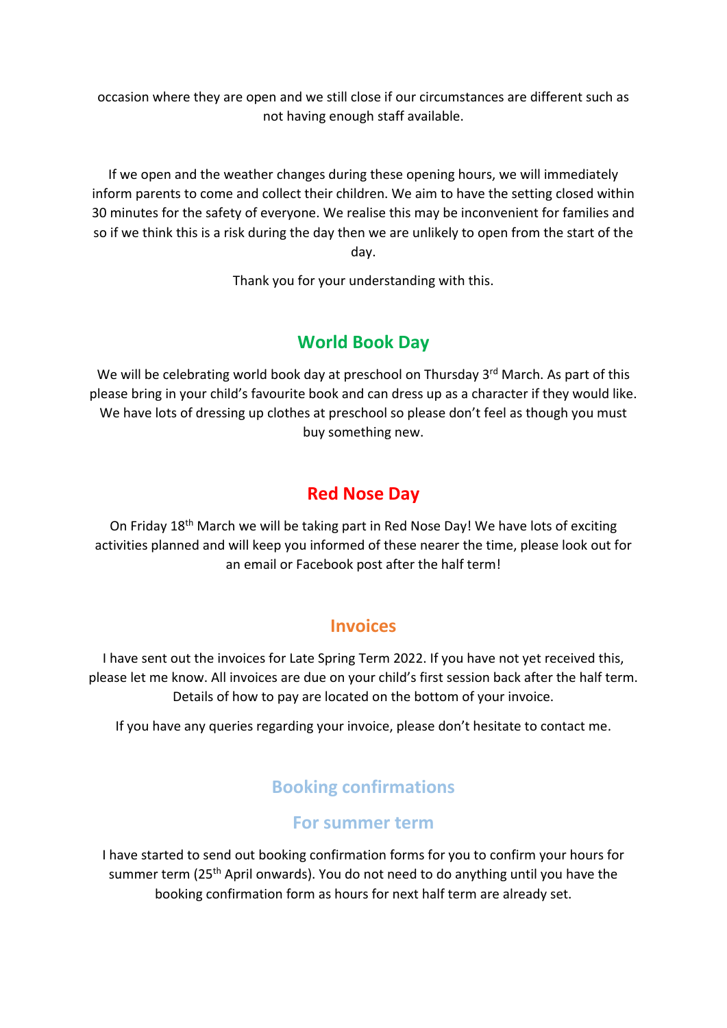occasion where they are open and we still close if our circumstances are different such as not having enough staff available.

If we open and the weather changes during these opening hours, we will immediately inform parents to come and collect their children. We aim to have the setting closed within 30 minutes for the safety of everyone. We realise this may be inconvenient for families and so if we think this is a risk during the day then we are unlikely to open from the start of the day.

Thank you for your understanding with this.

## World Book Day

We will be celebrating world book day at preschool on Thursday 3rd March. As part of this please bring in your child's favourite book and can dress up as a character if they would like. We have lots of dressing up clothes at preschool so please don't feel as though you must buy something new.

## Red Nose Day

On Friday 18th March we will be taking part in Red Nose Day! We have lots of exciting activities planned and will keep you informed of these nearer the time, please look out for an email or Facebook post after the half term!

## Invoices

I have sent out the invoices for Late Spring Term 2022. If you have not yet received this, please let me know. All invoices are due on your child's first session back after the half term. Details of how to pay are located on the bottom of your invoice.

If you have any queries regarding your invoice, please don't hesitate to contact me.

## Booking confirmations

### For summer term

I have started to send out booking confirmation forms for you to confirm your hours for summer term (25th April onwards). You do not need to do anything until you have the booking confirmation form as hours for next half term are already set.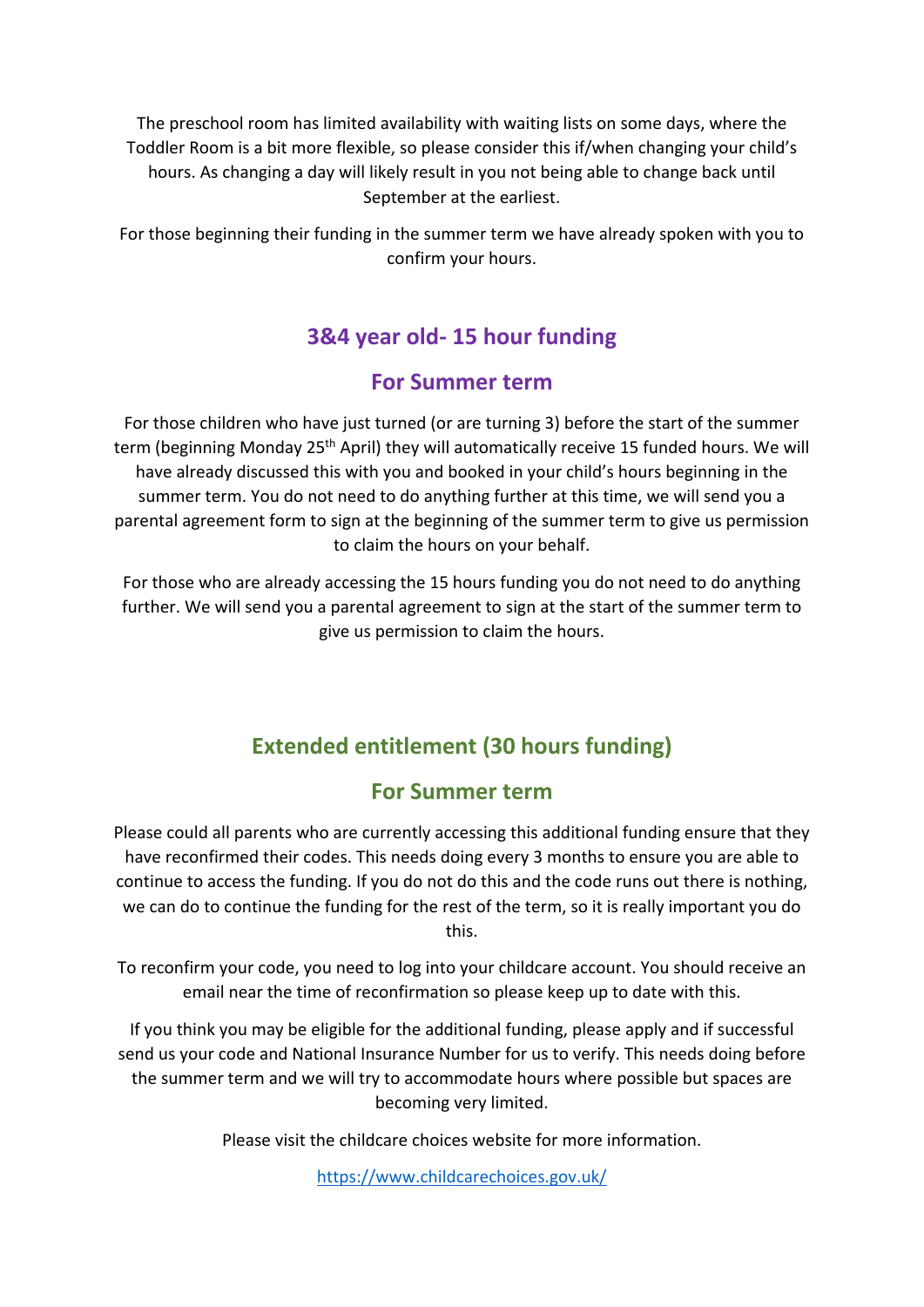The preschool room has limited availability with waiting lists on some days, where the Toddler Room is a bit more flexible, so please consider this if/when changing your child's hours. As changing a day will likely result in you not being able to change back until September at the earliest.

For those beginning their funding in the summer term we have already spoken with you to confirm your hours.

## 3&4 year old- 15 hour funding

### For Summer term

For those children who have just turned (or are turning 3) before the start of the summer term (beginning Monday 25th April) they will automatically receive 15 funded hours. We will have already discussed this with you and booked in your child's hours beginning in the summer term. You do not need to do anything further at this time, we will send you a parental agreement form to sign at the beginning of the summer term to give us permission to claim the hours on your behalf.

For those who are already accessing the 15 hours funding you do not need to do anything further. We will send you a parental agreement to sign at the start of the summer term to give us permission to claim the hours.

## Extended entitlement (30 hours funding)

### For Summer term

Please could all parents who are currently accessing this additional funding ensure that they have reconfirmed their codes. This needs doing every 3 months to ensure you are able to continue to access the funding. If you do not do this and the code runs out there is nothing, we can do to continue the funding for the rest of the term, so it is really important you do this.

To reconfirm your code, you need to log into your childcare account. You should receive an email near the time of reconfirmation so please keep up to date with this.

If you think you may be eligible for the additional funding, please apply and if successful send us your code and National Insurance Number for us to verify. This needs doing before the summer term and we will try to accommodate hours where possible but spaces are becoming very limited.

Please visit the childcare choices website for more information.

https://www.childcarechoices.gov.uk/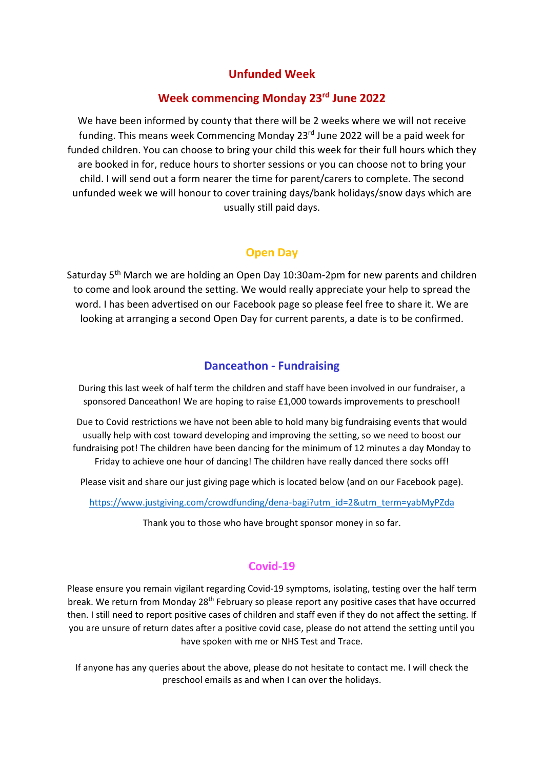## Unfunded Week

## Week commencing Monday 23rd June 2022

We have been informed by county that there will be 2 weeks where we will not receive funding. This means week Commencing Monday 23rd June 2022 will be a paid week for funded children. You can choose to bring your child this week for their full hours which they are booked in for, reduce hours to shorter sessions or you can choose not to bring your child. I will send out a form nearer the time for parent/carers to complete. The second unfunded week we will honour to cover training days/bank holidays/snow days which are usually still paid days.

## Open Day

Saturday 5th March we are holding an Open Day 10:30am-2pm for new parents and children to come and look around the setting. We would really appreciate your help to spread the word. I has been advertised on our Facebook page so please feel free to share it. We are looking at arranging a second Open Day for current parents, a date is to be confirmed.

## Danceathon - Fundraising

During this last week of half term the children and staff have been involved in our fundraiser, a sponsored Danceathon! We are hoping to raise £1,000 towards improvements to preschool!

Due to Covid restrictions we have not been able to hold many big fundraising events that would usually help with cost toward developing and improving the setting, so we need to boost our fundraising pot! The children have been dancing for the minimum of 12 minutes a day Monday to Friday to achieve one hour of dancing! The children have really danced there socks off!

Please visit and share our just giving page which is located below (and on our Facebook page).

https://www.justgiving.com/crowdfunding/dena-bagi?utm_id=2&utm_term=yabMyPZda

Thank you to those who have brought sponsor money in so far.

## Covid-19

Please ensure you remain vigilant regarding Covid-19 symptoms, isolating, testing over the half term break. We return from Monday 28th February so please report any positive cases that have occurred then. I still need to report positive cases of children and staff even if they do not affect the setting. If you are unsure of return dates after a positive covid case, please do not attend the setting until you have spoken with me or NHS Test and Trace.

If anyone has any queries about the above, please do not hesitate to contact me. I will check the preschool emails as and when I can over the holidays.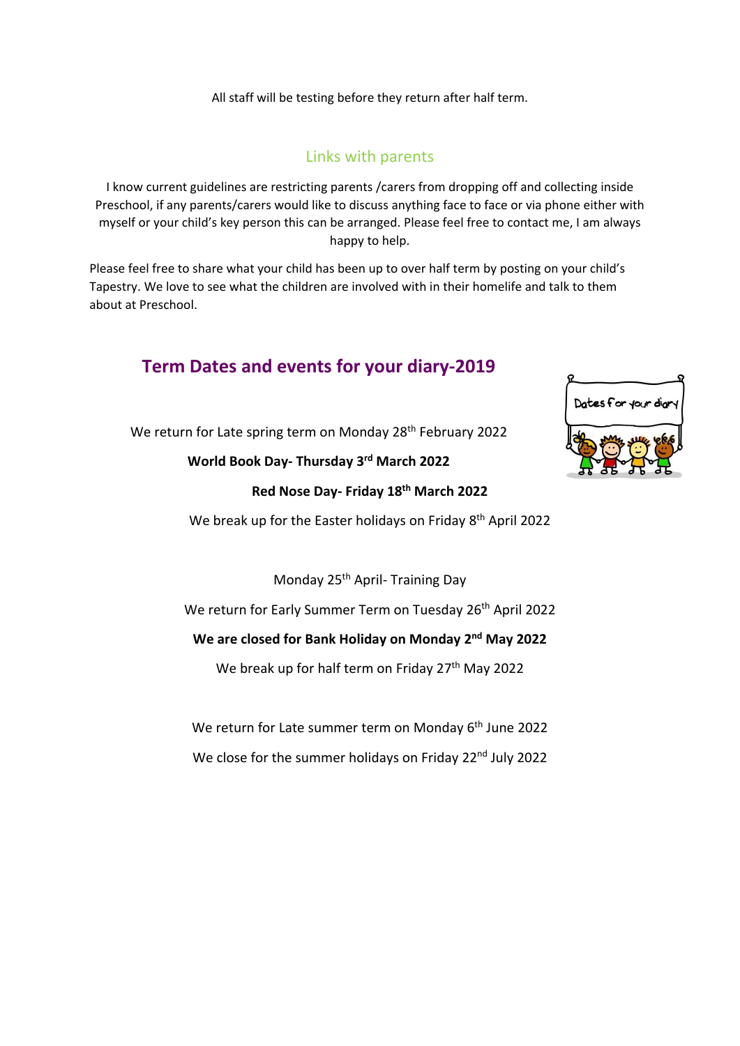All staff will be testing before they return after half term.

## Links with parents

I know current guidelines are restricting parents /carers from dropping off and collecting inside Preschool, if any parents/carers would like to discuss anything face to face or via phone either with myself or your child's key person this can be arranged. Please feel free to contact me, I am always happy to help.

Please feel free to share what your child has been up to over half term by posting on your child's Tapestry. We love to see what the children are involved with in their homelife and talk to them about at Preschool.

## Term Dates and events for your diary-2019

We return for Late spring term on Monday 28th February 2022

**World Book Day- Thursday 3rd March 2022**

**Red Nose Day- Friday 18th March 2022**

We break up for the Easter holidays on Friday 8th April 2022

Monday 25th April- Training Day

We return for Early Summer Term on Tuesday 26th April 2022

**We are closed for Bank Holiday on Monday 2nd May 2022**

We break up for half term on Friday 27th May 2022

We return for Late summer term on Monday 6th June 2022

We close for the summer holidays on Friday 22nd July 2022